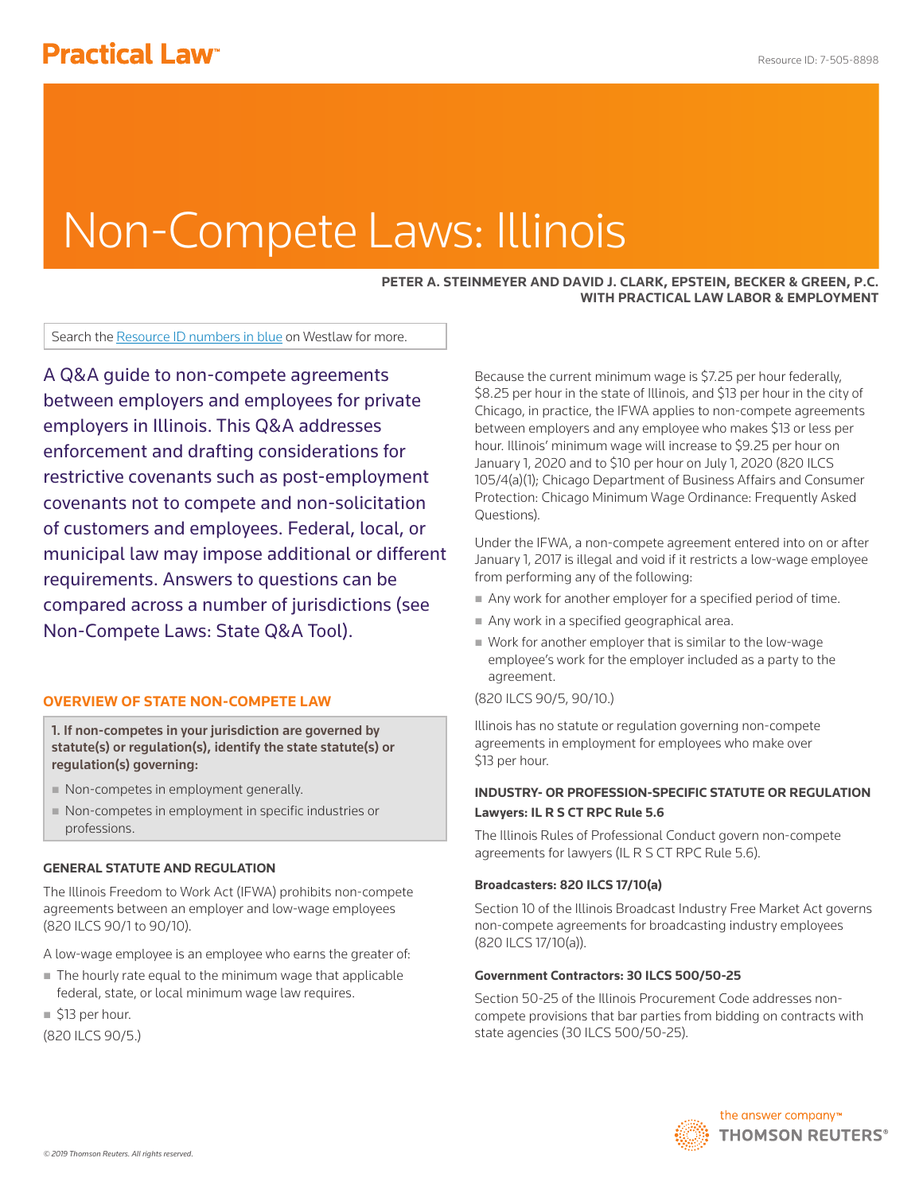Practical Law™

# Non-Compete Laws: Illinois

**PETER A. STEINMEYER AND DAVID J. CLARK, EPSTEIN, BECKER & GREEN, P.C. WITH PRACTICAL LAW LABOR & EMPLOYMENT**

Search the Resource ID numbers in blue on Westlaw for more.

A Q&A guide to non-compete agreements between employers and employees for private employers in Illinois. This Q&A addresses enforcement and drafting considerations for restrictive covenants such as post-employment covenants not to compete and non-solicitation of customers and employees. Federal, local, or municipal law may impose additional or different requirements. Answers to questions can be compared across a number of jurisdictions (see Non-Compete Laws: State Q&A Tool).

## OVERVIEW OF STATE NON-COMPETE LAW

**1. If non-competes in your jurisdiction are governed by statute(s) or regulation(s), identify the state statute(s) or regulation(s) governing:**

- **Non-competes in employment generally.**
- **Non-competes in employment in specific industries or professions.**

### GENERAL STATUTE AND REGULATION

The Illinois Freedom to Work Act (IFWA) prohibits non-compete agreements between an employer and low-wage employees (820 ILCS 90/1 to 90/10).

A low-wage employee is an employee who earns the greater of:

- The hourly rate equal to the minimum wage that applicable federal, state, or local minimum wage law requires.
- $13 per hour.

(820 ILCS 90/5.)

Because the current minimum wage is $7.25 per hour federally, $8.25 per hour in the state of Illinois, and $13 per hour in the city of Chicago, in practice, the IFWA applies to non-compete agreements between employers and any employee who makes $13 or less per hour. Illinois' minimum wage will increase to $9.25 per hour on January 1, 2020 and to $10 per hour on July 1, 2020 (820 ILCS 105/4(a)(1); Chicago Department of Business Affairs and Consumer Protection: Chicago Minimum Wage Ordinance: Frequently Asked Questions).

Under the IFWA, a non-compete agreement entered into on or after January 1, 2017 is illegal and void if it restricts a low-wage employee from performing any of the following:

- Any work for another employer for a specified period of time.
- Any work in a specified geographical area.
- Work for another employer that is similar to the low-wage employee's work for the employer included as a party to the agreement.

(820 ILCS 90/5, 90/10.)

Illinois has no statute or regulation governing non-compete agreements in employment for employees who make over $13 per hour.

### INDUSTRY- OR PROFESSION-SPECIFIC STATUTE OR REGULATION

**Lawyers: IL R S CT RPC Rule 5.6**

The Illinois Rules of Professional Conduct govern non-compete agreements for lawyers (IL R S CT RPC Rule 5.6).

**Broadcasters: 820 ILCS 17/10(a)**

Section 10 of the Illinois Broadcast Industry Free Market Act governs non-compete agreements for broadcasting industry employees (820 ILCS 17/10(a)).

**Government Contractors: 30 ILCS 500/50-25**

Section 50-25 of the Illinois Procurement Code addresses non-compete provisions that bar parties from bidding on contracts with state agencies (30 ILCS 500/50-25).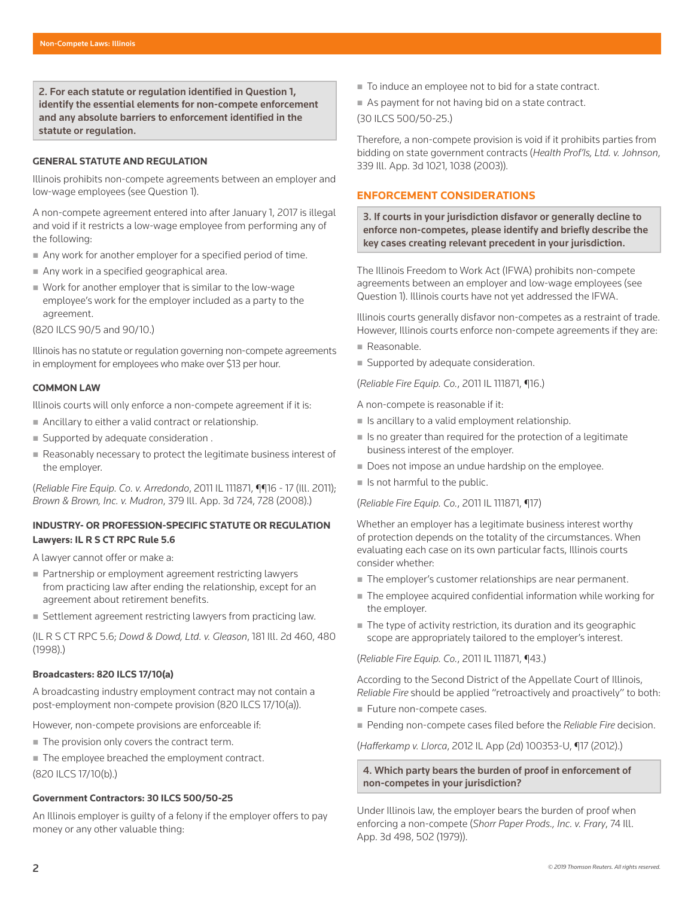**2. For each statute or regulation identified in Question 1, identify the essential elements for non-compete enforcement and any absolute barriers to enforcement identified in the statute or regulation.**

#### GENERAL STATUTE AND REGULATION

Illinois prohibits non-compete agreements between an employer and low-wage employees (see Question 1).

A non-compete agreement entered into after January 1, 2017 is illegal and void if it restricts a low-wage employee from performing any of the following:

- Any work for another employer for a specified period of time.
- Any work in a specified geographical area.
- Work for another employer that is similar to the low-wage employee's work for the employer included as a party to the agreement.

(820 ILCS 90/5 and 90/10.)

Illinois has no statute or regulation governing non-compete agreements in employment for employees who make over $13 per hour.

#### COMMON LAW

Illinois courts will only enforce a non-compete agreement if it is:

- Ancillary to either a valid contract or relationship.
- Supported by adequate consideration .
- Reasonably necessary to protect the legitimate business interest of the employer.

(*Reliable Fire Equip. Co. v. Arredondo*, 2011 IL 111871, ¶¶16 - 17 (Ill. 2011); *Brown & Brown, Inc. v. Mudron*, 379 Ill. App. 3d 724, 728 (2008).)

#### INDUSTRY- OR PROFESSION-SPECIFIC STATUTE OR REGULATION

**Lawyers: IL R S CT RPC Rule 5.6**

A lawyer cannot offer or make a:

- Partnership or employment agreement restricting lawyers from practicing law after ending the relationship, except for an agreement about retirement benefits.
- Settlement agreement restricting lawyers from practicing law.

(IL R S CT RPC 5.6; *Dowd & Dowd, Ltd. v. Gleason*, 181 Ill. 2d 460, 480 (1998).)

**Broadcasters: 820 ILCS 17/10(a)**

A broadcasting industry employment contract may not contain a post-employment non-compete provision (820 ILCS 17/10(a)).

However, non-compete provisions are enforceable if:

- The provision only covers the contract term.
- The employee breached the employment contract.

(820 ILCS 17/10(b).)

**Government Contractors: 30 ILCS 500/50-25**

An Illinois employer is guilty of a felony if the employer offers to pay money or any other valuable thing:

- To induce an employee not to bid for a state contract.
- As payment for not having bid on a state contract.

(30 ILCS 500/50-25.)

Therefore, a non-compete provision is void if it prohibits parties from bidding on state government contracts (*Health Prof'ls, Ltd. v. Johnson*, 339 Ill. App. 3d 1021, 1038 (2003)).

## ENFORCEMENT CONSIDERATIONS

**3. If courts in your jurisdiction disfavor or generally decline to enforce non-competes, please identify and briefly describe the key cases creating relevant precedent in your jurisdiction.**

The Illinois Freedom to Work Act (IFWA) prohibits non-compete agreements between an employer and low-wage employees (see Question 1). Illinois courts have not yet addressed the IFWA.

Illinois courts generally disfavor non-competes as a restraint of trade. However, Illinois courts enforce non-compete agreements if they are:

- Reasonable.
- Supported by adequate consideration.

(*Reliable Fire Equip. Co.*, 2011 IL 111871, ¶16.)

A non-compete is reasonable if it:

- Is ancillary to a valid employment relationship.
- Is no greater than required for the protection of a legitimate business interest of the employer.
- Does not impose an undue hardship on the employee.
- Is not harmful to the public.

(*Reliable Fire Equip. Co.*, 2011 IL 111871, ¶17)

Whether an employer has a legitimate business interest worthy of protection depends on the totality of the circumstances. When evaluating each case on its own particular facts, Illinois courts consider whether:

- The employer's customer relationships are near permanent.
- The employee acquired confidential information while working for the employer.
- The type of activity restriction, its duration and its geographic scope are appropriately tailored to the employer's interest.

(*Reliable Fire Equip. Co.*, 2011 IL 111871, ¶43.)

According to the Second District of the Appellate Court of Illinois, *Reliable Fire* should be applied "retroactively and proactively" to both:

- Future non-compete cases.
- Pending non-compete cases filed before the *Reliable Fire* decision.

(*Hafferkamp v. Llorca*, 2012 IL App (2d) 100353-U, ¶17 (2012).)

**4. Which party bears the burden of proof in enforcement of non-competes in your jurisdiction?**

Under Illinois law, the employer bears the burden of proof when enforcing a non-compete (*Shorr Paper Prods., Inc. v. Frary*, 74 Ill. App. 3d 498, 502 (1979)).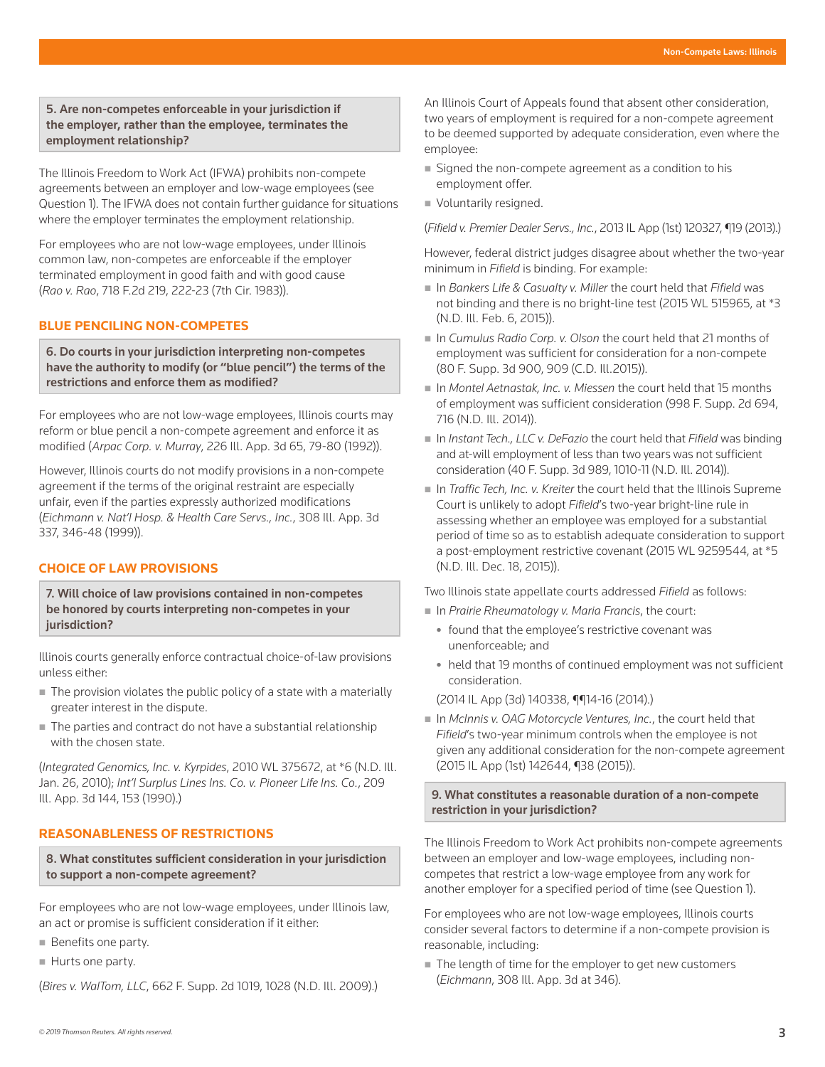**5. Are non-competes enforceable in your jurisdiction if the employer, rather than the employee, terminates the employment relationship?**

The Illinois Freedom to Work Act (IFWA) prohibits non-compete agreements between an employer and low-wage employees (see Question 1). The IFWA does not contain further guidance for situations where the employer terminates the employment relationship.

For employees who are not low-wage employees, under Illinois common law, non-competes are enforceable if the employer terminated employment in good faith and with good cause (*Rao v. Rao*, 718 F.2d 219, 222-23 (7th Cir. 1983)).

## BLUE PENCILING NON-COMPETES

**6. Do courts in your jurisdiction interpreting non-competes have the authority to modify (or "blue pencil") the terms of the restrictions and enforce them as modified?**

For employees who are not low-wage employees, Illinois courts may reform or blue pencil a non-compete agreement and enforce it as modified (*Arpac Corp. v. Murray*, 226 Ill. App. 3d 65, 79-80 (1992)).

However, Illinois courts do not modify provisions in a non-compete agreement if the terms of the original restraint are especially unfair, even if the parties expressly authorized modifications (*Eichmann v. Nat'l Hosp. & Health Care Servs., Inc.*, 308 Ill. App. 3d 337, 346-48 (1999)).

## CHOICE OF LAW PROVISIONS

**7. Will choice of law provisions contained in non-competes be honored by courts interpreting non-competes in your jurisdiction?**

Illinois courts generally enforce contractual choice-of-law provisions unless either:

- The provision violates the public policy of a state with a materially greater interest in the dispute.
- The parties and contract do not have a substantial relationship with the chosen state.

(*Integrated Genomics, Inc. v. Kyrpides*, 2010 WL 375672, at *6 (N.D. Ill. Jan. 26, 2010); *Int'l Surplus Lines Ins. Co. v. Pioneer Life Ins. Co.*, 209 Ill. App. 3d 144, 153 (1990).)

## REASONABLENESS OF RESTRICTIONS

**8. What constitutes sufficient consideration in your jurisdiction to support a non-compete agreement?**

For employees who are not low-wage employees, under Illinois law, an act or promise is sufficient consideration if it either:

- Benefits one party.
- Hurts one party.

(*Bires v. WalTom, LLC*, 662 F. Supp. 2d 1019, 1028 (N.D. Ill. 2009).)

An Illinois Court of Appeals found that absent other consideration, two years of employment is required for a non-compete agreement to be deemed supported by adequate consideration, even where the employee:

- Signed the non-compete agreement as a condition to his employment offer.
- Voluntarily resigned.

(*Fifield v. Premier Dealer Servs., Inc.*, 2013 IL App (1st) 120327, ¶19 (2013).)

However, federal district judges disagree about whether the two-year minimum in *Fifield* is binding. For example:

- In *Bankers Life & Casualty v. Miller* the court held that *Fifield* was not binding and there is no bright-line test (2015 WL 515965, at *3 (N.D. Ill. Feb. 6, 2015)).
- In *Cumulus Radio Corp. v. Olson* the court held that 21 months of employment was sufficient for consideration for a non-compete (80 F. Supp. 3d 900, 909 (C.D. Ill.2015)).
- In *Montel Aetnastak, Inc. v. Miessen* the court held that 15 months of employment was sufficient consideration (998 F. Supp. 2d 694, 716 (N.D. Ill. 2014)).
- In *Instant Tech., LLC v. DeFazio* the court held that *Fifield* was binding and at-will employment of less than two years was not sufficient consideration (40 F. Supp. 3d 989, 1010-11 (N.D. Ill. 2014)).
- In *Traffic Tech, Inc. v. Kreiter* the court held that the Illinois Supreme Court is unlikely to adopt *Fifield*'s two-year bright-line rule in assessing whether an employee was employed for a substantial period of time so as to establish adequate consideration to support a post-employment restrictive covenant (2015 WL 9259544, at *5 (N.D. Ill. Dec. 18, 2015)).

Two Illinois state appellate courts addressed *Fifield* as follows:

- In *Prairie Rheumatology v. Maria Francis*, the court:
  - found that the employee's restrictive covenant was unenforceable; and
  - held that 19 months of continued employment was not sufficient consideration.

  (2014 IL App (3d) 140338, ¶¶14-16 (2014).)
- In *McInnis v. OAG Motorcycle Ventures, Inc.*, the court held that *Fifield*'s two-year minimum controls when the employee is not given any additional consideration for the non-compete agreement (2015 IL App (1st) 142644, ¶38 (2015)).

**9. What constitutes a reasonable duration of a non-compete restriction in your jurisdiction?**

The Illinois Freedom to Work Act prohibits non-compete agreements between an employer and low-wage employees, including non-competes that restrict a low-wage employee from any work for another employer for a specified period of time (see Question 1).

For employees who are not low-wage employees, Illinois courts consider several factors to determine if a non-compete provision is reasonable, including:

- The length of time for the employer to get new customers (*Eichmann*, 308 Ill. App. 3d at 346).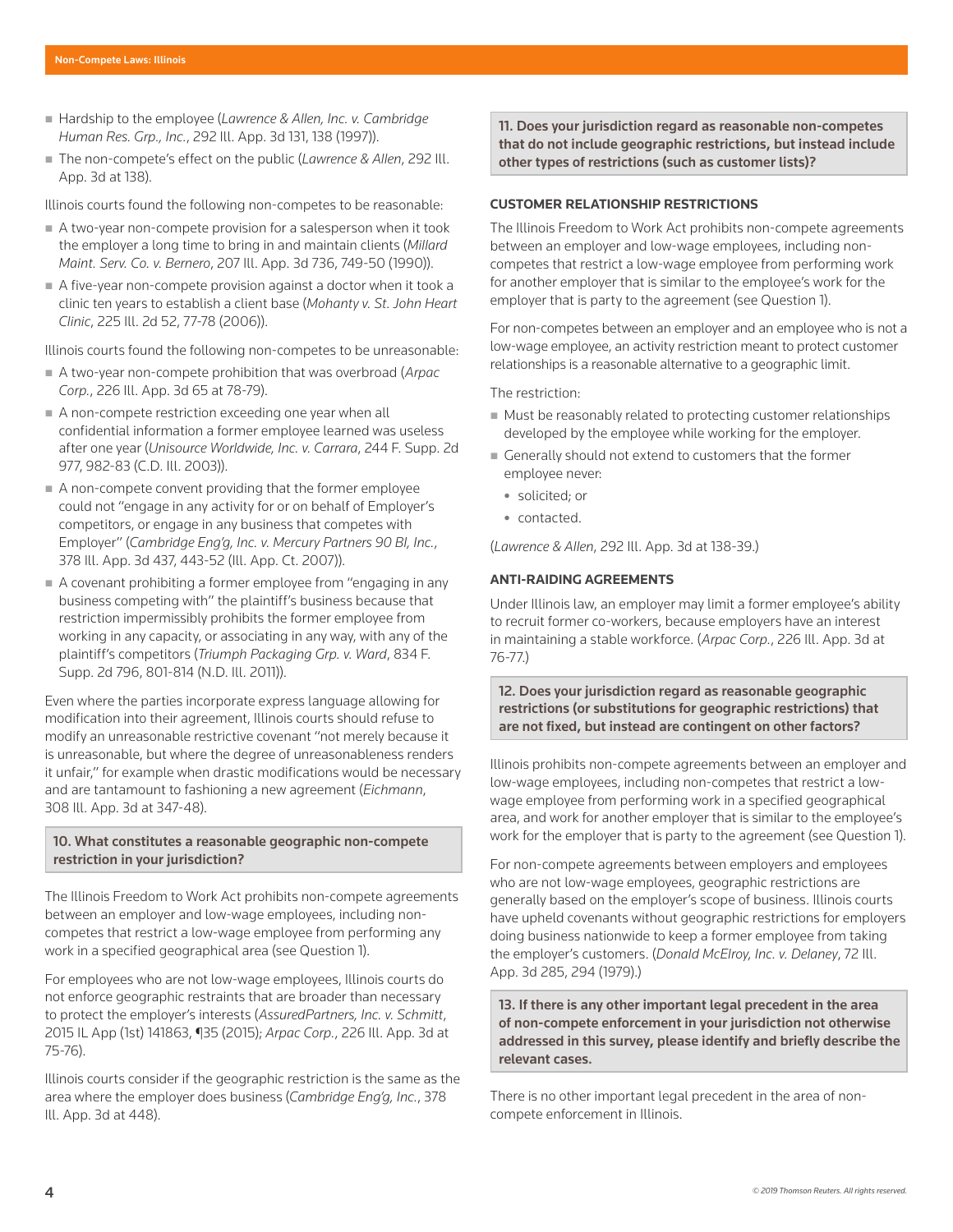- Hardship to the employee (*Lawrence & Allen, Inc. v. Cambridge Human Res. Grp., Inc.*, 292 Ill. App. 3d 131, 138 (1997)).
- The non-compete's effect on the public (*Lawrence & Allen*, 292 Ill. App. 3d at 138).

Illinois courts found the following non-competes to be reasonable:

- A two-year non-compete provision for a salesperson when it took the employer a long time to bring in and maintain clients (*Millard Maint. Serv. Co. v. Bernero*, 207 Ill. App. 3d 736, 749-50 (1990)).
- A five-year non-compete provision against a doctor when it took a clinic ten years to establish a client base (*Mohanty v. St. John Heart Clinic*, 225 Ill. 2d 52, 77-78 (2006)).

Illinois courts found the following non-competes to be unreasonable:

- A two-year non-compete prohibition that was overbroad (*Arpac Corp.*, 226 Ill. App. 3d 65 at 78-79).
- A non-compete restriction exceeding one year when all confidential information a former employee learned was useless after one year (*Unisource Worldwide, Inc. v. Carrara*, 244 F. Supp. 2d 977, 982-83 (C.D. Ill. 2003)).
- A non-compete convent providing that the former employee could not "engage in any activity for or on behalf of Employer's competitors, or engage in any business that competes with Employer" (*Cambridge Eng'g, Inc. v. Mercury Partners 90 BI, Inc.*, 378 Ill. App. 3d 437, 443-52 (Ill. App. Ct. 2007)).
- A covenant prohibiting a former employee from "engaging in any business competing with" the plaintiff's business because that restriction impermissibly prohibits the former employee from working in any capacity, or associating in any way, with any of the plaintiff's competitors (*Triumph Packaging Grp. v. Ward*, 834 F. Supp. 2d 796, 801-814 (N.D. Ill. 2011)).

Even where the parties incorporate express language allowing for modification into their agreement, Illinois courts should refuse to modify an unreasonable restrictive covenant "not merely because it is unreasonable, but where the degree of unreasonableness renders it unfair," for example when drastic modifications would be necessary and are tantamount to fashioning a new agreement (*Eichmann*, 308 Ill. App. 3d at 347-48).

### 10. What constitutes a reasonable geographic non-compete restriction in your jurisdiction?

The Illinois Freedom to Work Act prohibits non-compete agreements between an employer and low-wage employees, including non-competes that restrict a low-wage employee from performing any work in a specified geographical area (see Question 1).

For employees who are not low-wage employees, Illinois courts do not enforce geographic restraints that are broader than necessary to protect the employer's interests (*AssuredPartners, Inc. v. Schmitt*, 2015 IL App (1st) 141863, ¶35 (2015); *Arpac Corp.*, 226 Ill. App. 3d at 75-76).

Illinois courts consider if the geographic restriction is the same as the area where the employer does business (*Cambridge Eng'g, Inc.*, 378 Ill. App. 3d at 448).

### 11. Does your jurisdiction regard as reasonable non-competes that do not include geographic restrictions, but instead include other types of restrictions (such as customer lists)?

#### CUSTOMER RELATIONSHIP RESTRICTIONS

The Illinois Freedom to Work Act prohibits non-compete agreements between an employer and low-wage employees, including non-competes that restrict a low-wage employee from performing work for another employer that is similar to the employee's work for the employer that is party to the agreement (see Question 1).

For non-competes between an employer and an employee who is not a low-wage employee, an activity restriction meant to protect customer relationships is a reasonable alternative to a geographic limit.

The restriction:

- Must be reasonably related to protecting customer relationships developed by the employee while working for the employer.
- Generally should not extend to customers that the former employee never:
  - solicited; or
  - contacted.

(*Lawrence & Allen*, 292 Ill. App. 3d at 138-39.)

#### ANTI-RAIDING AGREEMENTS

Under Illinois law, an employer may limit a former employee's ability to recruit former co-workers, because employers have an interest in maintaining a stable workforce. (*Arpac Corp.*, 226 Ill. App. 3d at 76-77.)

### 12. Does your jurisdiction regard as reasonable geographic restrictions (or substitutions for geographic restrictions) that are not fixed, but instead are contingent on other factors?

Illinois prohibits non-compete agreements between an employer and low-wage employees, including non-competes that restrict a low-wage employee from performing work in a specified geographical area, and work for another employer that is similar to the employee's work for the employer that is party to the agreement (see Question 1).

For non-compete agreements between employers and employees who are not low-wage employees, geographic restrictions are generally based on the employer's scope of business. Illinois courts have upheld covenants without geographic restrictions for employers doing business nationwide to keep a former employee from taking the employer's customers. (*Donald McElroy, Inc. v. Delaney*, 72 Ill. App. 3d 285, 294 (1979).)

### 13. If there is any other important legal precedent in the area of non-compete enforcement in your jurisdiction not otherwise addressed in this survey, please identify and briefly describe the relevant cases.

There is no other important legal precedent in the area of non-compete enforcement in Illinois.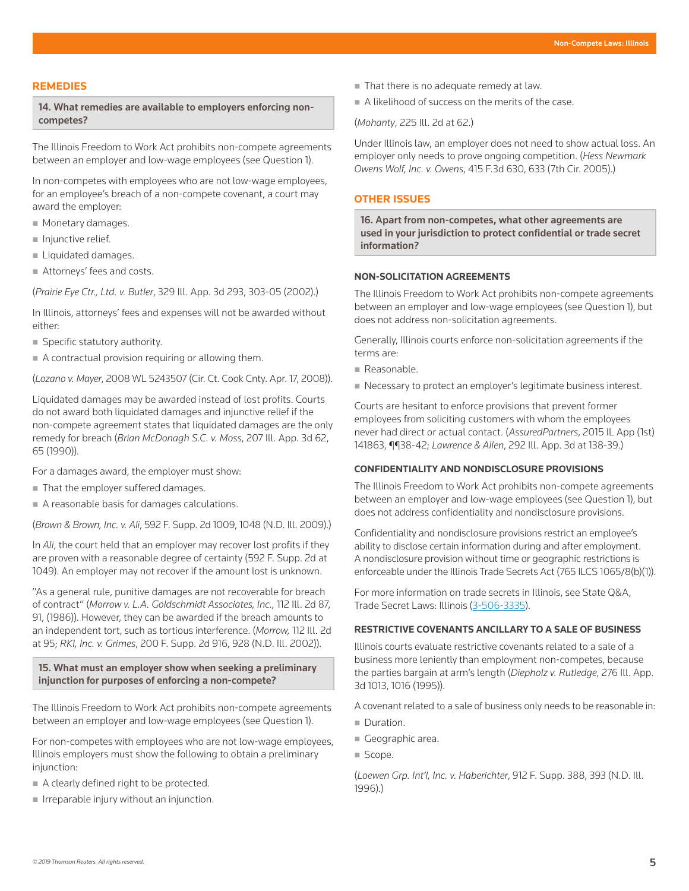## REMEDIES

### 14. What remedies are available to employers enforcing non-competes?

The Illinois Freedom to Work Act prohibits non-compete agreements between an employer and low-wage employees (see Question 1).

In non-competes with employees who are not low-wage employees, for an employee's breach of a non-compete covenant, a court may award the employer:

- Monetary damages.
- Injunctive relief.
- Liquidated damages.
- Attorneys' fees and costs.

(*Prairie Eye Ctr., Ltd. v. Butler*, 329 Ill. App. 3d 293, 303-05 (2002).)

In Illinois, attorneys' fees and expenses will not be awarded without either:

- Specific statutory authority.
- A contractual provision requiring or allowing them.

(*Lozano v. Mayer*, 2008 WL 5243507 (Cir. Ct. Cook Cnty. Apr. 17, 2008)).

Liquidated damages may be awarded instead of lost profits. Courts do not award both liquidated damages and injunctive relief if the non-compete agreement states that liquidated damages are the only remedy for breach (*Brian McDonagh S.C. v. Moss*, 207 Ill. App. 3d 62, 65 (1990)).

For a damages award, the employer must show:

- That the employer suffered damages.
- A reasonable basis for damages calculations.

(*Brown & Brown, Inc. v. Ali*, 592 F. Supp. 2d 1009, 1048 (N.D. Ill. 2009).)

In *Ali*, the court held that an employer may recover lost profits if they are proven with a reasonable degree of certainty (592 F. Supp. 2d at 1049). An employer may not recover if the amount lost is unknown.

"As a general rule, punitive damages are not recoverable for breach of contract" (*Morrow v. L.A. Goldschmidt Associates, Inc.*, 112 Ill. 2d 87, 91, (1986)). However, they can be awarded if the breach amounts to an independent tort, such as tortious interference. (*Morrow*, 112 Ill. 2d at 95; *RKI, Inc. v. Grimes*, 200 F. Supp. 2d 916, 928 (N.D. Ill. 2002)).

### 15. What must an employer show when seeking a preliminary injunction for purposes of enforcing a non-compete?

The Illinois Freedom to Work Act prohibits non-compete agreements between an employer and low-wage employees (see Question 1).

For non-competes with employees who are not low-wage employees, Illinois employers must show the following to obtain a preliminary injunction:

- A clearly defined right to be protected.
- Irreparable injury without an injunction.
- That there is no adequate remedy at law.
- A likelihood of success on the merits of the case.

(*Mohanty*, 225 Ill. 2d at 62.)

Under Illinois law, an employer does not need to show actual loss. An employer only needs to prove ongoing competition. (*Hess Newmark Owens Wolf, Inc. v. Owens*, 415 F.3d 630, 633 (7th Cir. 2005).)

## OTHER ISSUES

### 16. Apart from non-competes, what other agreements are used in your jurisdiction to protect confidential or trade secret information?

#### NON-SOLICITATION AGREEMENTS

The Illinois Freedom to Work Act prohibits non-compete agreements between an employer and low-wage employees (see Question 1), but does not address non-solicitation agreements.

Generally, Illinois courts enforce non-solicitation agreements if the terms are:

- Reasonable.
- Necessary to protect an employer's legitimate business interest.

Courts are hesitant to enforce provisions that prevent former employees from soliciting customers with whom the employees never had direct or actual contact. (*AssuredPartners*, 2015 IL App (1st) 141863, ¶¶38-42; *Lawrence & Allen*, 292 Ill. App. 3d at 138-39.)

#### CONFIDENTIALITY AND NONDISCLOSURE PROVISIONS

The Illinois Freedom to Work Act prohibits non-compete agreements between an employer and low-wage employees (see Question 1), but does not address confidentiality and nondisclosure provisions.

Confidentiality and nondisclosure provisions restrict an employee's ability to disclose certain information during and after employment. A nondisclosure provision without time or geographic restrictions is enforceable under the Illinois Trade Secrets Act (765 ILCS 1065/8(b)(1)).

For more information on trade secrets in Illinois, see State Q&A, Trade Secret Laws: Illinois (3-506-3335).

#### RESTRICTIVE COVENANTS ANCILLARY TO A SALE OF BUSINESS

Illinois courts evaluate restrictive covenants related to a sale of a business more leniently than employment non-competes, because the parties bargain at arm's length (*Diepholz v. Rutledge*, 276 Ill. App. 3d 1013, 1016 (1995)).

A covenant related to a sale of business only needs to be reasonable in:

- Duration.
- Geographic area.
- Scope.

(*Loewen Grp. Int'l, Inc. v. Haberichter*, 912 F. Supp. 388, 393 (N.D. Ill. 1996).)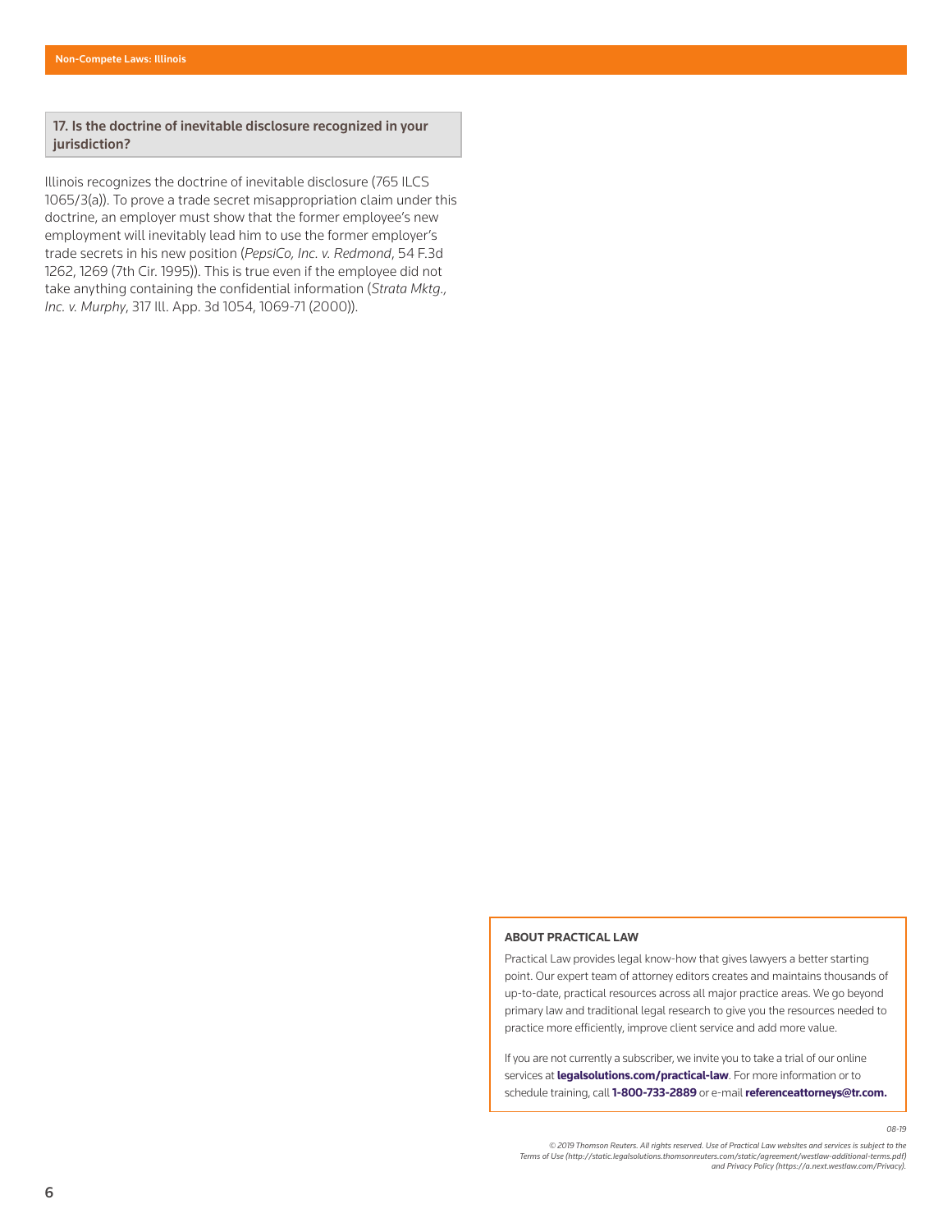### 17. Is the doctrine of inevitable disclosure recognized in your jurisdiction?

Illinois recognizes the doctrine of inevitable disclosure (765 ILCS 1065/3(a)). To prove a trade secret misappropriation claim under this doctrine, an employer must show that the former employee's new employment will inevitably lead him to use the former employer's trade secrets in his new position (*PepsiCo, Inc. v. Redmond*, 54 F.3d 1262, 1269 (7th Cir. 1995)). This is true even if the employee did not take anything containing the confidential information (*Strata Mktg., Inc. v. Murphy*, 317 Ill. App. 3d 1054, 1069-71 (2000)).

**ABOUT PRACTICAL LAW**

Practical Law provides legal know-how that gives lawyers a better starting point. Our expert team of attorney editors creates and maintains thousands of up-to-date, practical resources across all major practice areas. We go beyond primary law and traditional legal research to give you the resources needed to practice more efficiently, improve client service and add more value.

If you are not currently a subscriber, we invite you to take a trial of our online services at **legalsolutions.com/practical-law**. For more information or to schedule training, call **1-800-733-2889** or e-mail **referenceattorneys@tr.com.**

08-19

*© 2019 Thomson Reuters. All rights reserved. Use of Practical Law websites and services is subject to the Terms of Use (http://static.legalsolutions.thomsonreuters.com/static/agreement/westlaw-additional-terms.pdf) and Privacy Policy (https://a.next.westlaw.com/Privacy).*